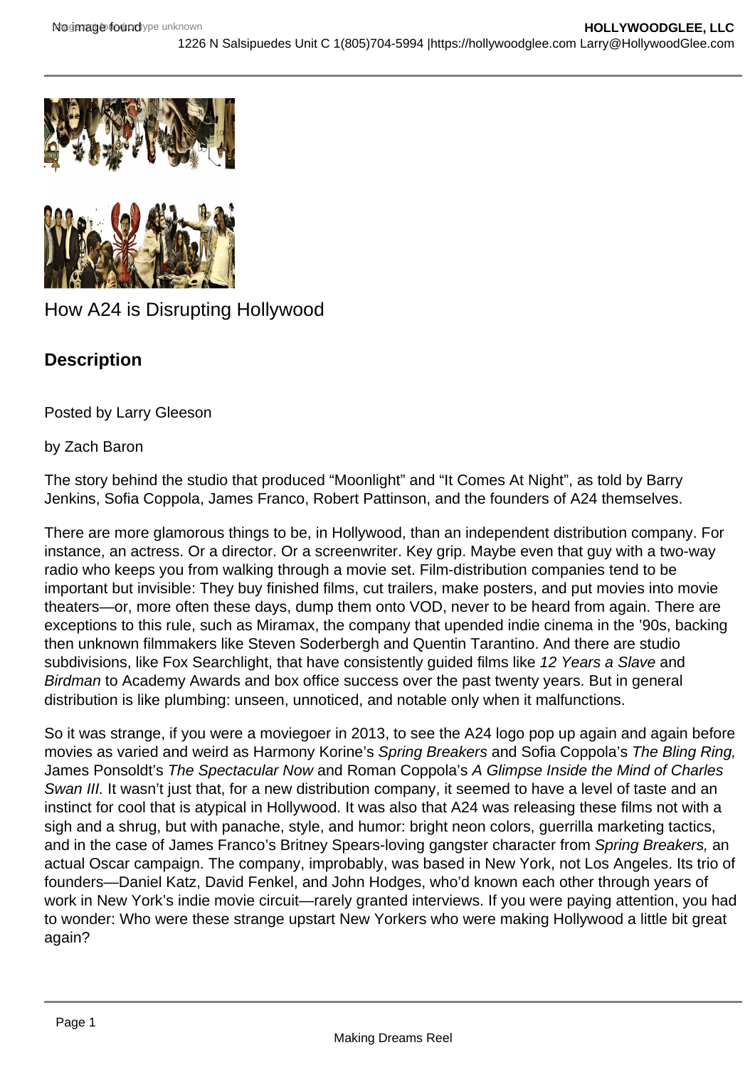# How A24 is Disrupting Hollywood

## Description

Posted by Larry Gleeson

by Zach Baron

The story behind the studio that produced "Moonlight" and "It Comes At Night", as told by Barry Jenkins, Sofia Coppola, James Franco, Robert Pattinson, and the founders of A24 themselves.

There are more glamorous things to be, in Hollywood, than an independent distribution company. For instance, an actress. Or a director. Or a screenwriter. Key grip. Maybe even that guy with a two-way radio who keeps you from walking through a movie set. Film-distribution companies tend to be important but invisible: They buy finished films, cut trailers, make posters, and put movies into movie theaters—or, more often these days, dump them onto VOD, never to be heard from again. There are exceptions to this rule, such as Miramax, the company that upended indie cinema in the '90s, backing then unknown filmmakers like Steven Soderbergh and Quentin Tarantino. And there are studio subdivisions, like Fox Searchlight, that have consistently guided films like *12 Years a Slave* and *Birdman* to Academy Awards and box office success over the past twenty years. But in general distribution is like plumbing: unseen, unnoticed, and notable only when it malfunctions.

So it was strange, if you were a moviegoer in 2013, to see the A24 logo pop up again and again before movies as varied and weird as Harmony Korine's *Spring Breakers* and Sofia Coppola's *The Bling Ring,* James Ponsoldt's *The Spectacular Now* and Roman Coppola's *A Glimpse Inside the Mind of Charles Swan III.* It wasn't just that, for a new distribution company, it seemed to have a level of taste and an instinct for cool that is atypical in Hollywood. It was also that A24 was releasing these films not with a sigh and a shrug, but with panache, style, and humor: bright neon colors, guerrilla marketing tactics, and in the case of James Franco's Britney Spears-loving gangster character from *Spring Breakers,* an actual Oscar campaign. The company, improbably, was based in New York, not Los Angeles. Its trio of founders—Daniel Katz, David Fenkel, and John Hodges, who'd known each other through years of work in New York's indie movie circuit—rarely granted interviews. If you were paying attention, you had to wonder: Who were these strange upstart New Yorkers who were making Hollywood a little bit great again?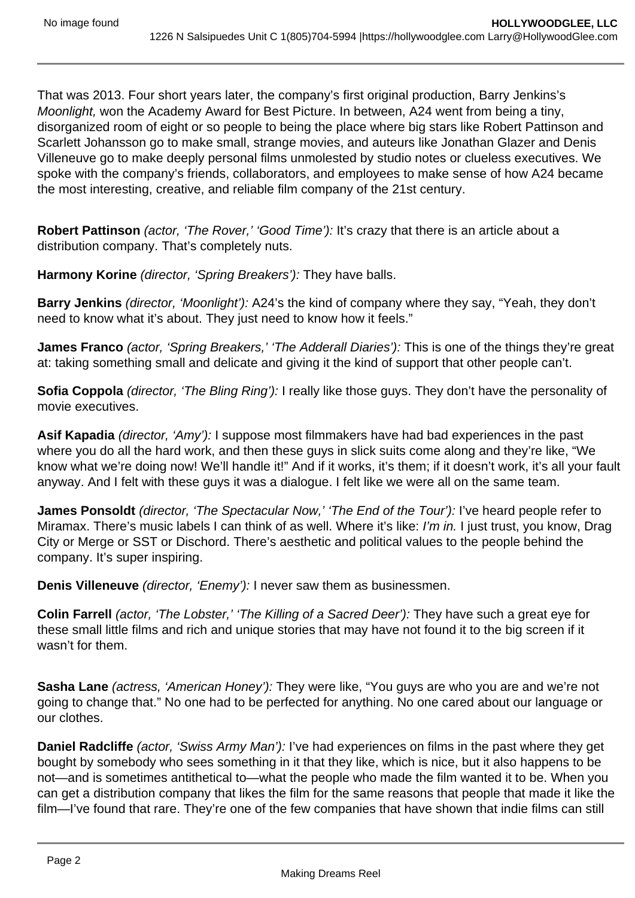That was 2013. Four short years later, the company's first original production, Barry Jenkins's *Moonlight,* won the Academy Award for Best Picture. In between, A24 went from being a tiny, disorganized room of eight or so people to being the place where big stars like Robert Pattinson and Scarlett Johansson go to make small, strange movies, and auteurs like Jonathan Glazer and Denis Villeneuve go to make deeply personal films unmolested by studio notes or clueless executives. We spoke with the company's friends, collaborators, and employees to make sense of how A24 became the most interesting, creative, and reliable film company of the 21st century.

**Robert Pattinson** *(actor, 'The Rover,' 'Good Time'):* It's crazy that there is an article about a distribution company. That's completely nuts.

**Harmony Korine** *(director, 'Spring Breakers'):* They have balls.

**Barry Jenkins** *(director, 'Moonlight'):* A24's the kind of company where they say, "Yeah, they don't need to know what it's about. They just need to know how it feels."

**James Franco** *(actor, 'Spring Breakers,' 'The Adderall Diaries'):* This is one of the things they're great at: taking something small and delicate and giving it the kind of support that other people can't.

**Sofia Coppola** *(director, 'The Bling Ring'):* I really like those guys. They don't have the personality of movie executives.

**Asif Kapadia** *(director, 'Amy'):* I suppose most filmmakers have had bad experiences in the past where you do all the hard work, and then these guys in slick suits come along and they're like, "We know what we're doing now! We'll handle it!" And if it works, it's them; if it doesn't work, it's all your fault anyway. And I felt with these guys it was a dialogue. I felt like we were all on the same team.

**James Ponsoldt** *(director, 'The Spectacular Now,' 'The End of the Tour'):* I've heard people refer to Miramax. There's music labels I can think of as well. Where it's like: *I'm in.* I just trust, you know, Drag City or Merge or SST or Dischord. There's aesthetic and political values to the people behind the company. It's super inspiring.

**Denis Villeneuve** *(director, 'Enemy'):* I never saw them as businessmen.

**Colin Farrell** *(actor, 'The Lobster,' 'The Killing of a Sacred Deer'):* They have such a great eye for these small little films and rich and unique stories that may have not found it to the big screen if it wasn't for them.

**Sasha Lane** *(actress, 'American Honey'):* They were like, "You guys are who you are and we're not going to change that." No one had to be perfected for anything. No one cared about our language or our clothes.

**Daniel Radcliffe** *(actor, 'Swiss Army Man'):* I've had experiences on films in the past where they get bought by somebody who sees something in it that they like, which is nice, but it also happens to be not—and is sometimes antithetical to—what the people who made the film wanted it to be. When you can get a distribution company that likes the film for the same reasons that people that made it like the film—I've found that rare. They're one of the few companies that have shown that indie films can still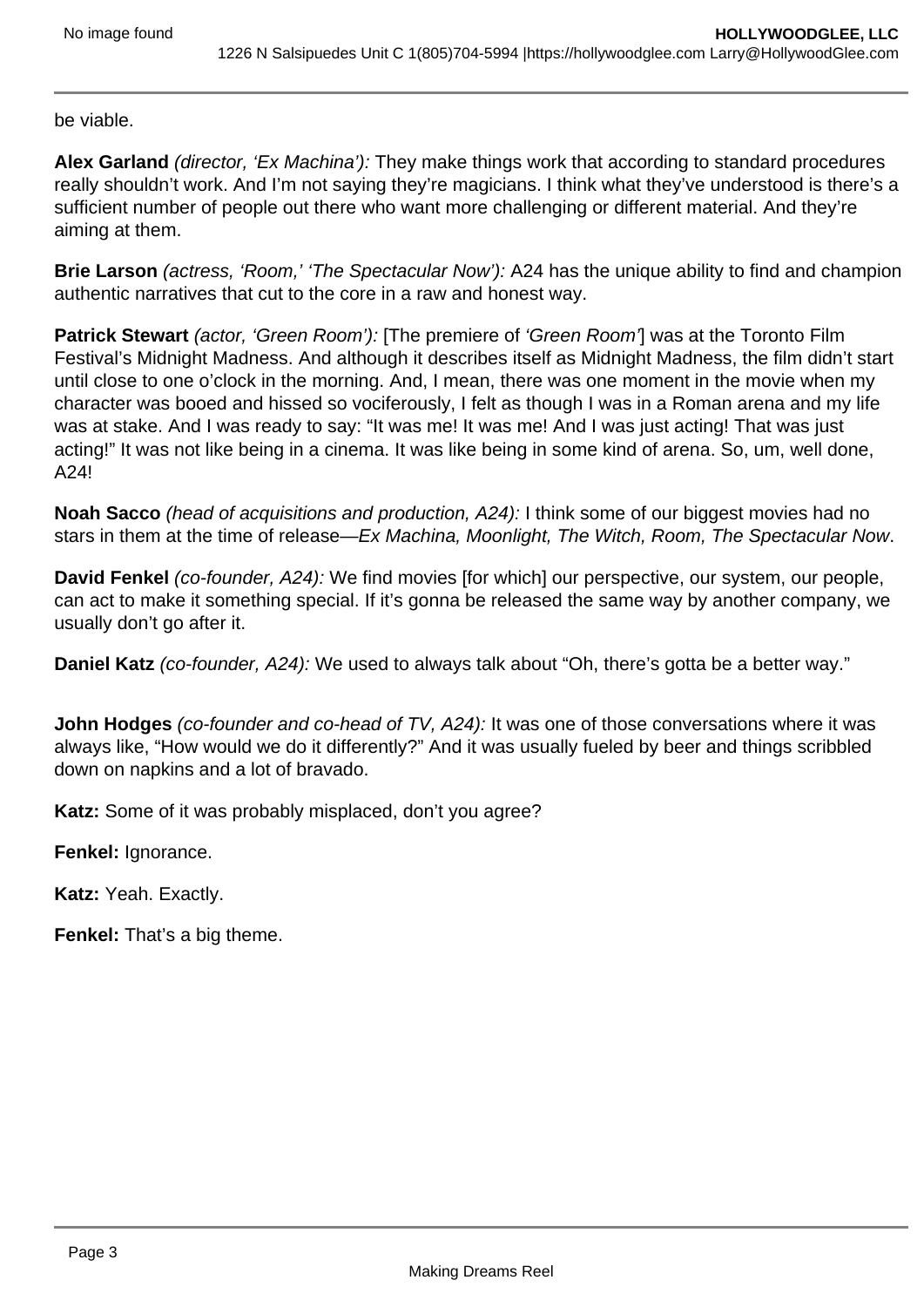be viable.

**Alex Garland** *(director, 'Ex Machina'):* They make things work that according to standard procedures really shouldn't work. And I'm not saying they're magicians. I think what they've understood is there's a sufficient number of people out there who want more challenging or different material. And they're aiming at them.

**Brie Larson** *(actress, 'Room,' 'The Spectacular Now'):* A24 has the unique ability to find and champion authentic narratives that cut to the core in a raw and honest way.

**Patrick Stewart** *(actor, 'Green Room'):* [The premiere of *'Green Room'*] was at the Toronto Film Festival's Midnight Madness. And although it describes itself as Midnight Madness, the film didn't start until close to one o'clock in the morning. And, I mean, there was one moment in the movie when my character was booed and hissed so vociferously, I felt as though I was in a Roman arena and my life was at stake. And I was ready to say: "It was me! It was me! And I was just acting! That was just acting!" It was not like being in a cinema. It was like being in some kind of arena. So, um, well done, A24!

**Noah Sacco** *(head of acquisitions and production, A24):* I think some of our biggest movies had no stars in them at the time of release—*Ex Machina, Moonlight, The Witch, Room, The Spectacular Now*.

**David Fenkel** *(co-founder, A24):* We find movies [for which] our perspective, our system, our people, can act to make it something special. If it's gonna be released the same way by another company, we usually don't go after it.

**Daniel Katz** *(co-founder, A24):* We used to always talk about "Oh, there's gotta be a better way."

**John Hodges** *(co-founder and co-head of TV, A24):* It was one of those conversations where it was always like, "How would we do it differently?" And it was usually fueled by beer and things scribbled down on napkins and a lot of bravado.

**Katz:** Some of it was probably misplaced, don't you agree?

**Fenkel:** Ignorance.

**Katz:** Yeah. Exactly.

**Fenkel:** That's a big theme.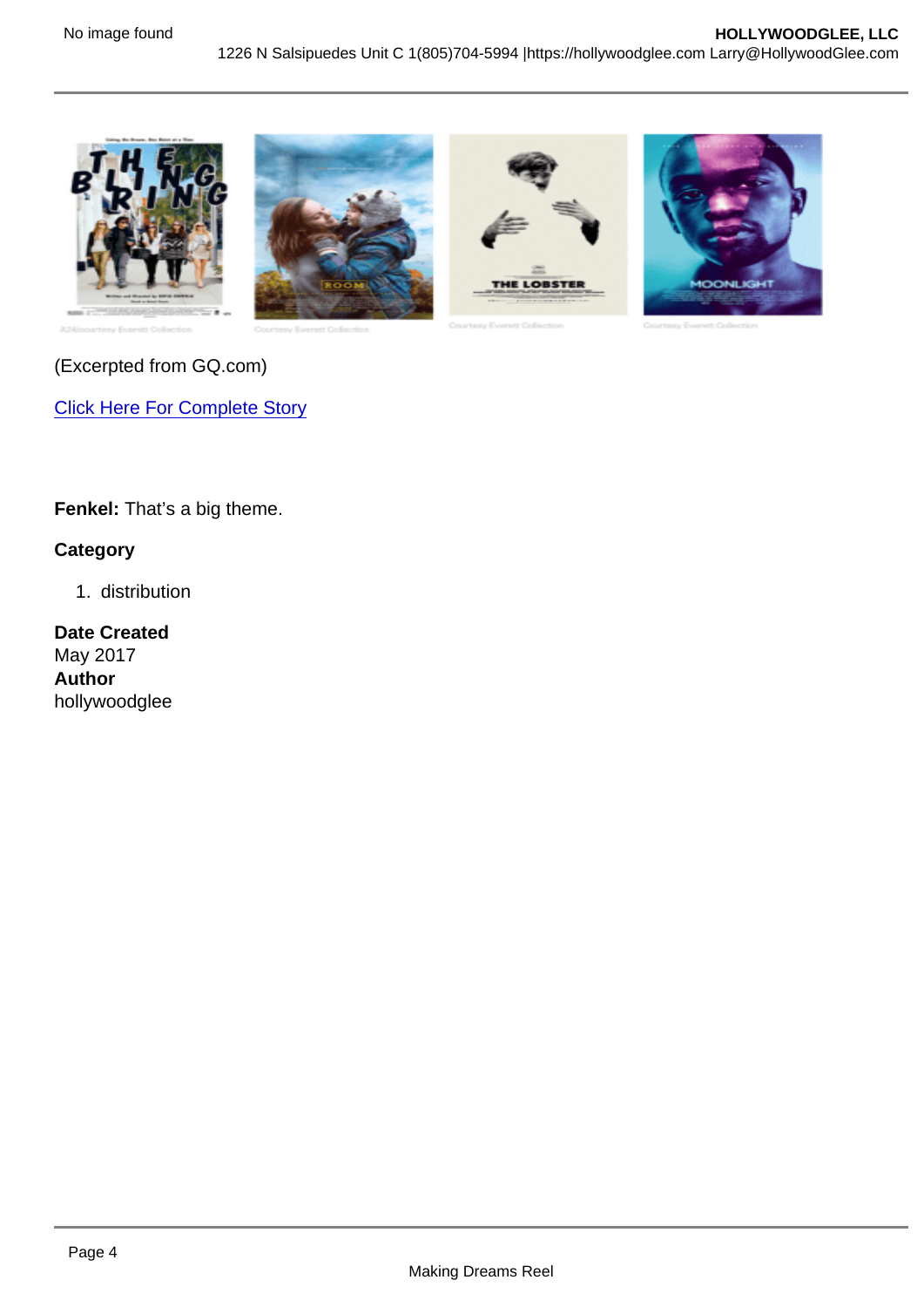(Excerpted from GQ.com)

Click Here For Complete Story

**Fenkel:** That's a big theme.

**Category**

1. distribution

**Date Created**
May 2017
**Author**
hollywoodglee